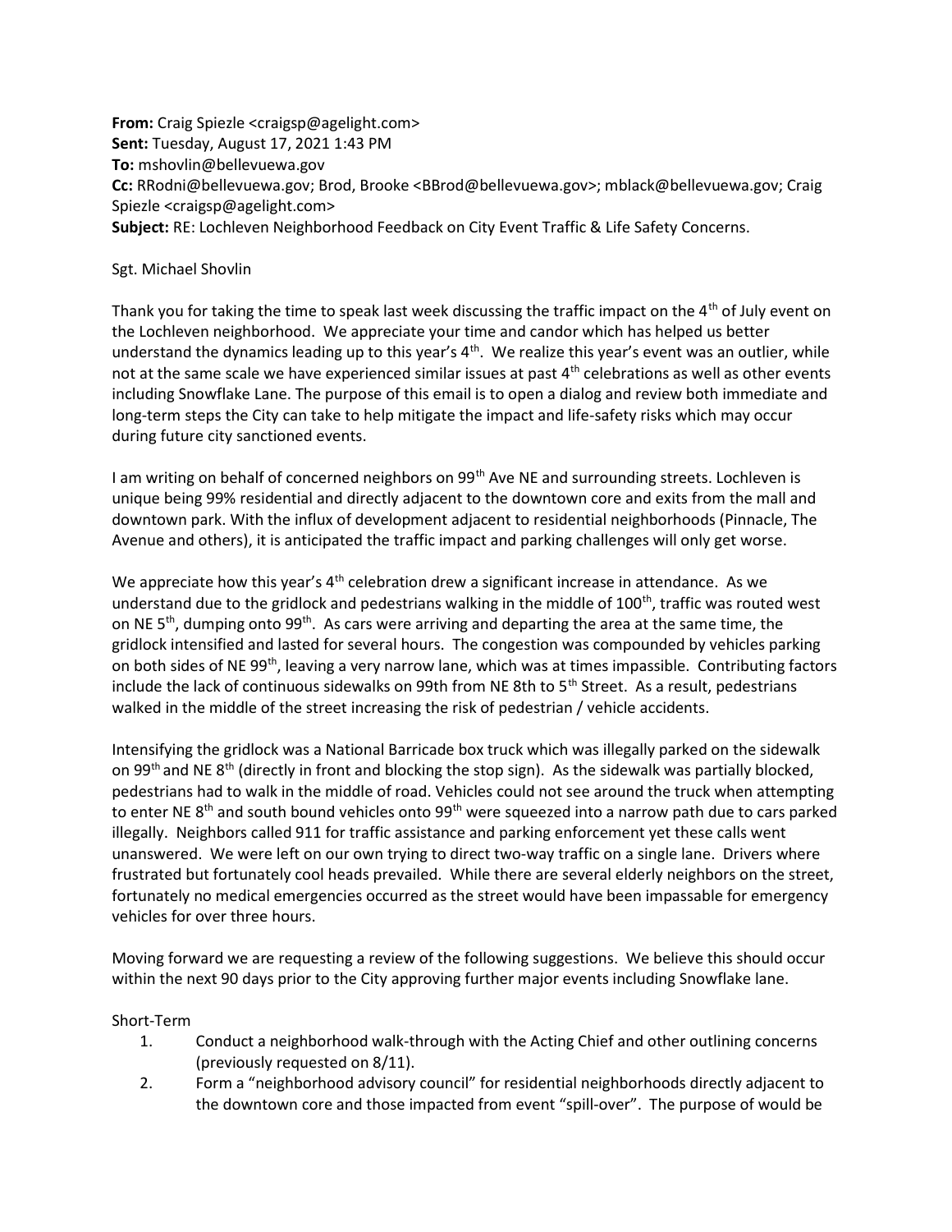**From:** Craig Spiezle <craigsp@agelight.com>
**Sent:** Tuesday, August 17, 2021 1:43 PM
**To:** mshovlin@bellevuewa.gov
**Cc:** RRodni@bellevuewa.gov; Brod, Brooke <BBrod@bellevuewa.gov>; mblack@bellevuewa.gov; Craig Spiezle <craigsp@agelight.com>
**Subject:** RE: Lochleven Neighborhood Feedback on City Event Traffic & Life Safety Concerns.

Sgt. Michael Shovlin

Thank you for taking the time to speak last week discussing the traffic impact on the 4th of July event on the Lochleven neighborhood. We appreciate your time and candor which has helped us better understand the dynamics leading up to this year's 4th. We realize this year's event was an outlier, while not at the same scale we have experienced similar issues at past 4th celebrations as well as other events including Snowflake Lane. The purpose of this email is to open a dialog and review both immediate and long-term steps the City can take to help mitigate the impact and life-safety risks which may occur during future city sanctioned events.

I am writing on behalf of concerned neighbors on 99th Ave NE and surrounding streets. Lochleven is unique being 99% residential and directly adjacent to the downtown core and exits from the mall and downtown park. With the influx of development adjacent to residential neighborhoods (Pinnacle, The Avenue and others), it is anticipated the traffic impact and parking challenges will only get worse.

We appreciate how this year's 4th celebration drew a significant increase in attendance. As we understand due to the gridlock and pedestrians walking in the middle of 100th, traffic was routed west on NE 5th, dumping onto 99th. As cars were arriving and departing the area at the same time, the gridlock intensified and lasted for several hours. The congestion was compounded by vehicles parking on both sides of NE 99th, leaving a very narrow lane, which was at times impassible. Contributing factors include the lack of continuous sidewalks on 99th from NE 8th to 5th Street. As a result, pedestrians walked in the middle of the street increasing the risk of pedestrian / vehicle accidents.

Intensifying the gridlock was a National Barricade box truck which was illegally parked on the sidewalk on 99th and NE 8th (directly in front and blocking the stop sign). As the sidewalk was partially blocked, pedestrians had to walk in the middle of road. Vehicles could not see around the truck when attempting to enter NE 8th and south bound vehicles onto 99th were squeezed into a narrow path due to cars parked illegally. Neighbors called 911 for traffic assistance and parking enforcement yet these calls went unanswered. We were left on our own trying to direct two-way traffic on a single lane. Drivers where frustrated but fortunately cool heads prevailed. While there are several elderly neighbors on the street, fortunately no medical emergencies occurred as the street would have been impassable for emergency vehicles for over three hours.

Moving forward we are requesting a review of the following suggestions. We believe this should occur within the next 90 days prior to the City approving further major events including Snowflake lane.

Short-Term

1. Conduct a neighborhood walk-through with the Acting Chief and other outlining concerns (previously requested on 8/11).
2. Form a "neighborhood advisory council" for residential neighborhoods directly adjacent to the downtown core and those impacted from event "spill-over". The purpose of would be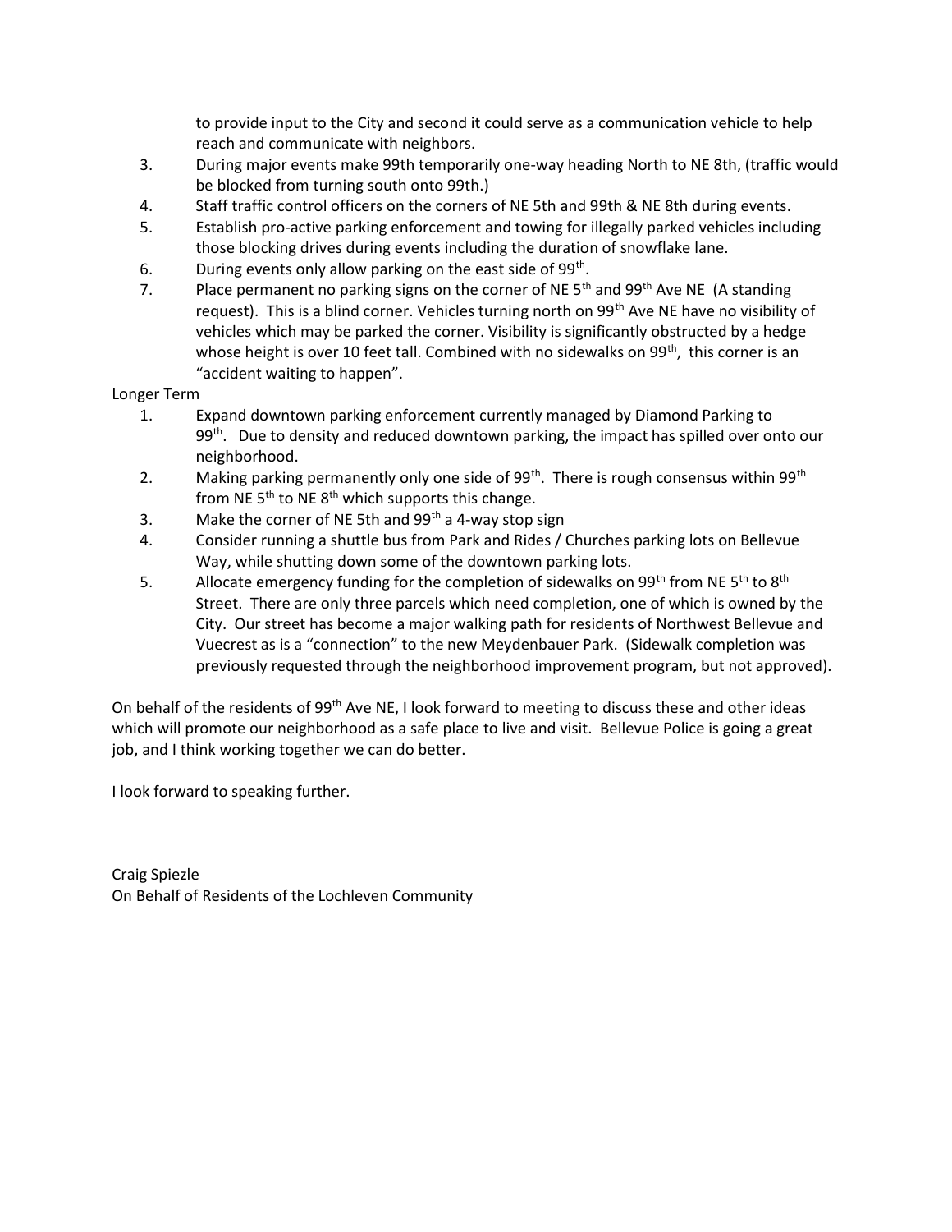to provide input to the City and second it could serve as a communication vehicle to help reach and communicate with neighbors.

3. During major events make 99th temporarily one-way heading North to NE 8th, (traffic would be blocked from turning south onto 99th.)
4. Staff traffic control officers on the corners of NE 5th and 99th & NE 8th during events.
5. Establish pro-active parking enforcement and towing for illegally parked vehicles including those blocking drives during events including the duration of snowflake lane.
6. During events only allow parking on the east side of 99th.
7. Place permanent no parking signs on the corner of NE 5th and 99th Ave NE (A standing request). This is a blind corner. Vehicles turning north on 99th Ave NE have no visibility of vehicles which may be parked the corner. Visibility is significantly obstructed by a hedge whose height is over 10 feet tall. Combined with no sidewalks on 99th, this corner is an "accident waiting to happen".

Longer Term

1. Expand downtown parking enforcement currently managed by Diamond Parking to 99th. Due to density and reduced downtown parking, the impact has spilled over onto our neighborhood.
2. Making parking permanently only one side of 99th. There is rough consensus within 99th from NE 5th to NE 8th which supports this change.
3. Make the corner of NE 5th and 99th a 4-way stop sign
4. Consider running a shuttle bus from Park and Rides / Churches parking lots on Bellevue Way, while shutting down some of the downtown parking lots.
5. Allocate emergency funding for the completion of sidewalks on 99th from NE 5th to 8th Street. There are only three parcels which need completion, one of which is owned by the City. Our street has become a major walking path for residents of Northwest Bellevue and Vuecrest as is a "connection" to the new Meydenbauer Park. (Sidewalk completion was previously requested through the neighborhood improvement program, but not approved).

On behalf of the residents of 99th Ave NE, I look forward to meeting to discuss these and other ideas which will promote our neighborhood as a safe place to live and visit. Bellevue Police is going a great job, and I think working together we can do better.

I look forward to speaking further.

Craig Spiezle
On Behalf of Residents of the Lochleven Community